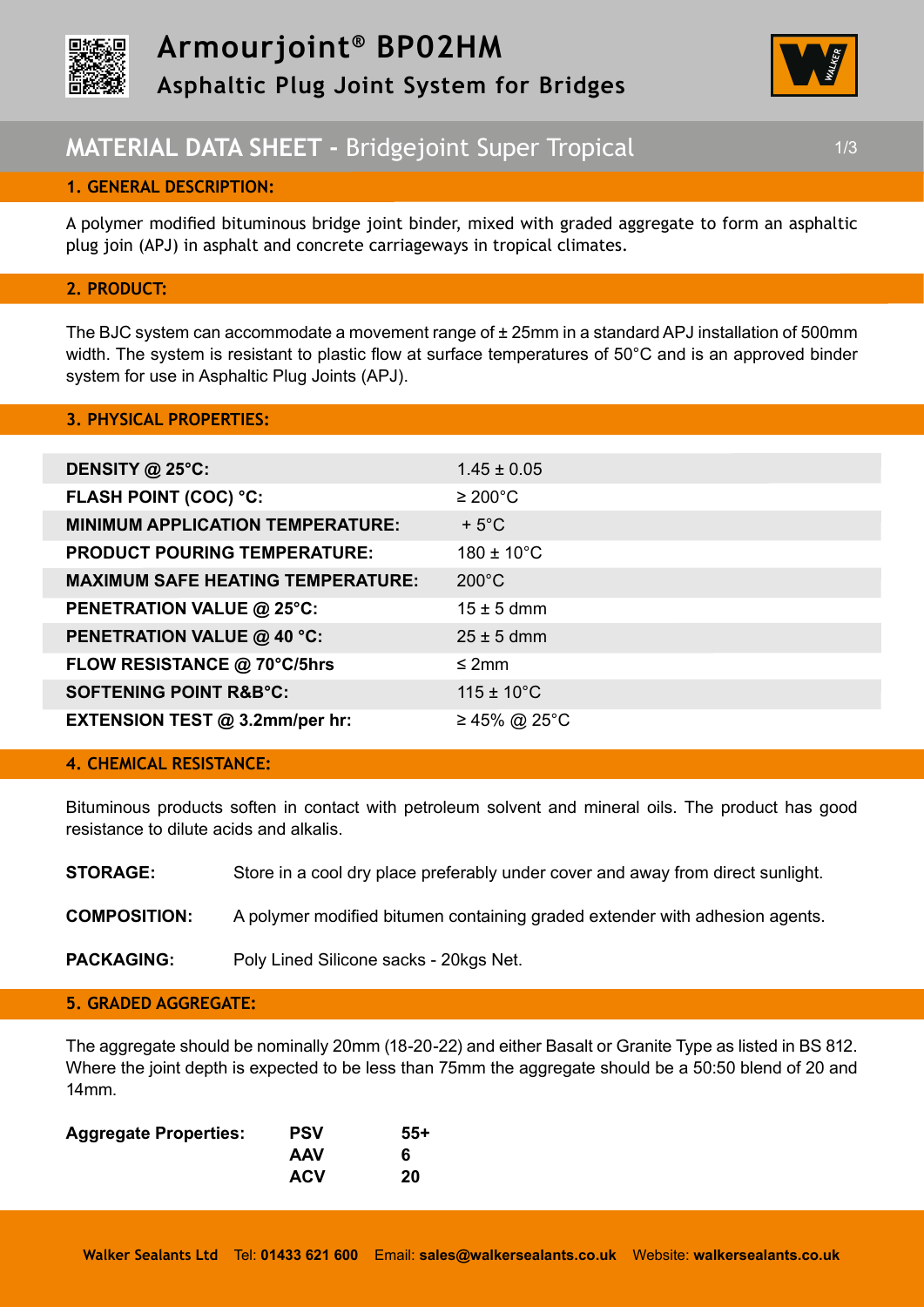# Armourjoint® BP02HM

## Asphaltic Plug Joint System for Bridges

## MATERIAL DATA SHEET - Bridgejoint Super Tropical

### 1. GENERAL DESCRIPTION:

A polymer modified bituminous bridge joint binder, mixed with graded aggregate to form an asphaltic plug join (APJ) in asphalt and concrete carriageways in tropical climates.

### 2. PRODUCT:

The BJC system can accommodate a movement range of ± 25mm in a standard APJ installation of 500mm width. The system is resistant to plastic flow at surface temperatures of 50°C and is an approved binder system for use in Asphaltic Plug Joints (APJ).

### 3. PHYSICAL PROPERTIES:

| | |
|---|---|
| **DENSITY @ 25°C:** | 1.45 ± 0.05 |
| **FLASH POINT (COC) °C:** | ≥ 200°C |
| **MINIMUM APPLICATION TEMPERATURE:** | + 5°C |
| **PRODUCT POURING TEMPERATURE:** | 180 ± 10°C |
| **MAXIMUM SAFE HEATING TEMPERATURE:** | 200°C |
| **PENETRATION VALUE @ 25°C:** | 15 ± 5 dmm |
| **PENETRATION VALUE @ 40 °C:** | 25 ± 5 dmm |
| **FLOW RESISTANCE @ 70°C/5hrs** | ≤ 2mm |
| **SOFTENING POINT R&B°C:** | 115 ± 10°C |
| **EXTENSION TEST @ 3.2mm/per hr:** | ≥ 45% @ 25°C |

### 4. CHEMICAL RESISTANCE:

Bituminous products soften in contact with petroleum solvent and mineral oils. The product has good resistance to dilute acids and alkalis.

**STORAGE:** Store in a cool dry place preferably under cover and away from direct sunlight.

**COMPOSITION:** A polymer modified bitumen containing graded extender with adhesion agents.

**PACKAGING:** Poly Lined Silicone sacks - 20kgs Net.

### 5. GRADED AGGREGATE:

The aggregate should be nominally 20mm (18-20-22) and either Basalt or Granite Type as listed in BS 812. Where the joint depth is expected to be less than 75mm the aggregate should be a 50:50 blend of 20 and 14mm.

| Aggregate Properties: | | |
|---|---|---|
| | **PSV** | **55+** |
| | **AAV** | **6** |
| | **ACV** | **20** |

**Walker Sealants Ltd** Tel: **01433 621 600** Email: **sales@walkersealants.co.uk** Website: **walkersealants.co.uk**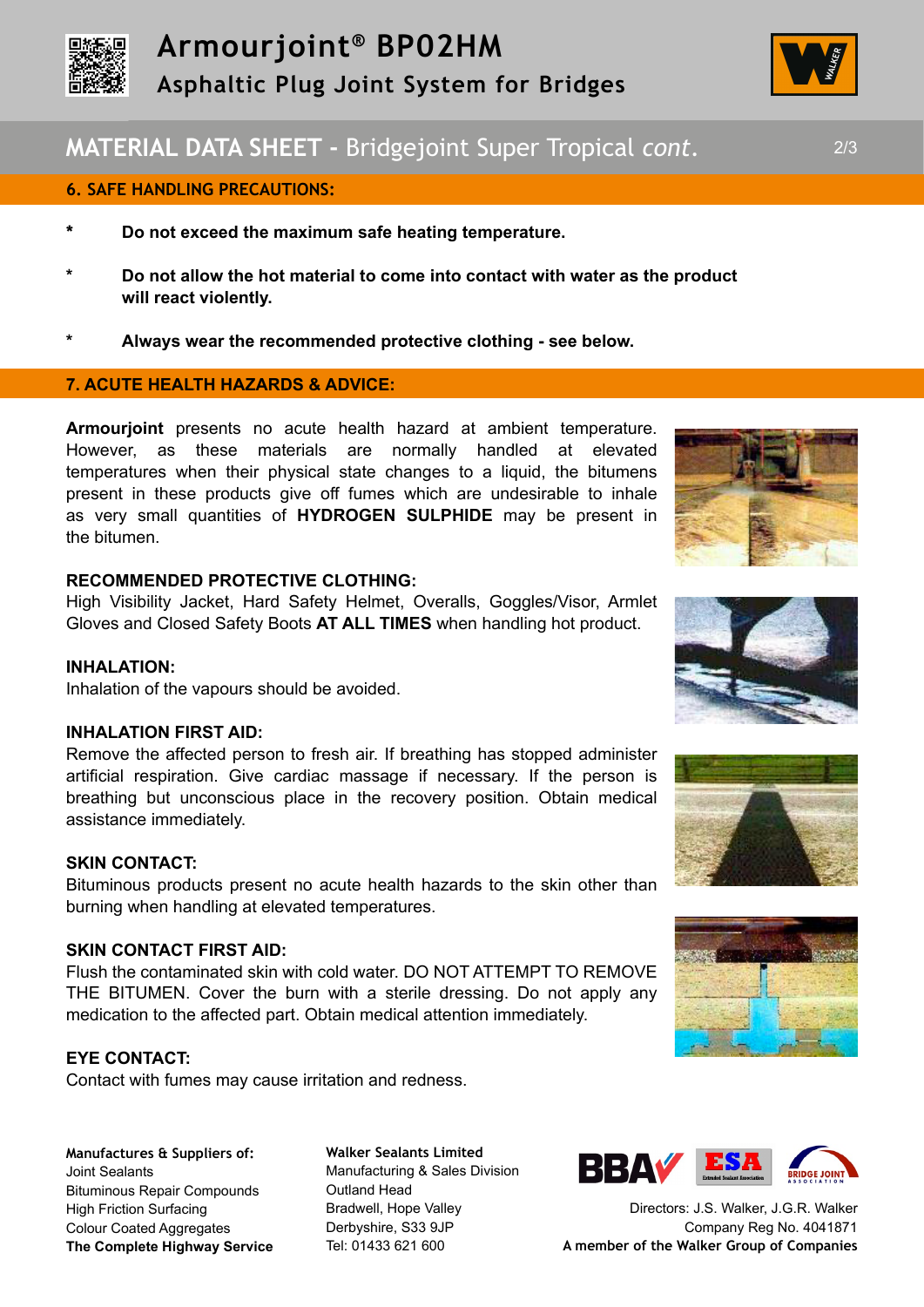## 6. SAFE HANDLING PRECAUTIONS:

- **Do not exceed the maximum safe heating temperature.**
- **Do not allow the hot material to come into contact with water as the product will react violently.**
- **Always wear the recommended protective clothing - see below.**

## 7. ACUTE HEALTH HAZARDS & ADVICE:

**Armourjoint** presents no acute health hazard at ambient temperature. However, as these materials are normally handled at elevated temperatures when their physical state changes to a liquid, the bitumens present in these products give off fumes which are undesirable to inhale as very small quantities of **HYDROGEN SULPHIDE** may be present in the bitumen.

**RECOMMENDED PROTECTIVE CLOTHING:**
High Visibility Jacket, Hard Safety Helmet, Overalls, Goggles/Visor, Armlet Gloves and Closed Safety Boots **AT ALL TIMES** when handling hot product.

**INHALATION:**
Inhalation of the vapours should be avoided.

**INHALATION FIRST AID:**
Remove the affected person to fresh air. If breathing has stopped administer artificial respiration. Give cardiac massage if necessary. If the person is breathing but unconscious place in the recovery position. Obtain medical assistance immediately.

**SKIN CONTACT:**
Bituminous products present no acute health hazards to the skin other than burning when handling at elevated temperatures.

**SKIN CONTACT FIRST AID:**
Flush the contaminated skin with cold water. DO NOT ATTEMPT TO REMOVE THE BITUMEN. Cover the burn with a sterile dressing. Do not apply any medication to the affected part. Obtain medical attention immediately.

**EYE CONTACT:**
Contact with fumes may cause irritation and redness.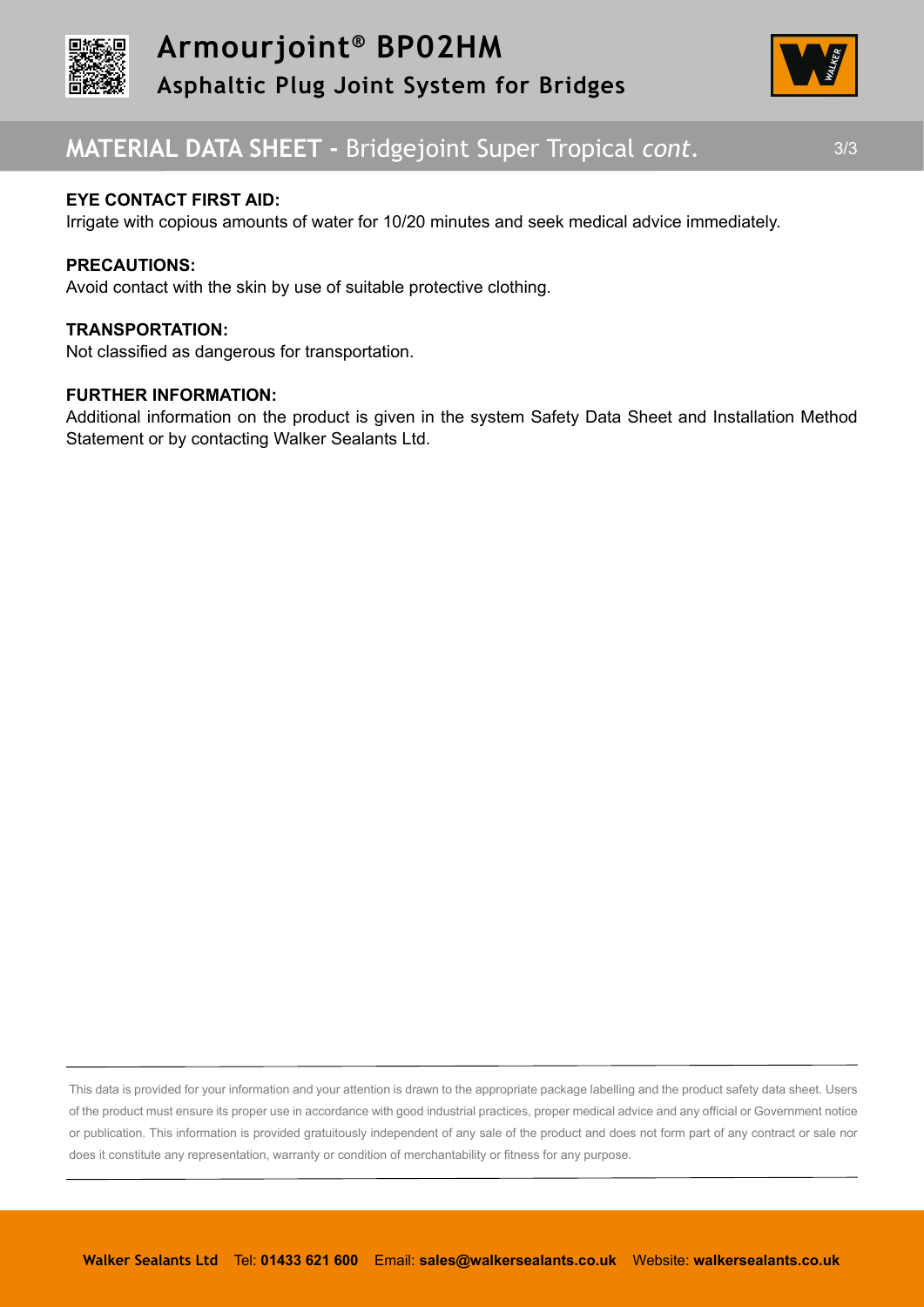## MATERIAL DATA SHEET - Bridgejoint Super Tropical *cont.*

**EYE CONTACT FIRST AID:**
Irrigate with copious amounts of water for 10/20 minutes and seek medical advice immediately.

**PRECAUTIONS:**
Avoid contact with the skin by use of suitable protective clothing.

**TRANSPORTATION:**
Not classified as dangerous for transportation.

**FURTHER INFORMATION:**
Additional information on the product is given in the system Safety Data Sheet and Installation Method Statement or by contacting Walker Sealants Ltd.

This data is provided for your information and your attention is drawn to the appropriate package labelling and the product safety data sheet. Users of the product must ensure its proper use in accordance with good industrial practices, proper medical advice and any official or Government notice or publication. This information is provided gratuitously independent of any sale of the product and does not form part of any contract or sale nor does it constitute any representation, warranty or condition of merchantability or fitness for any purpose.